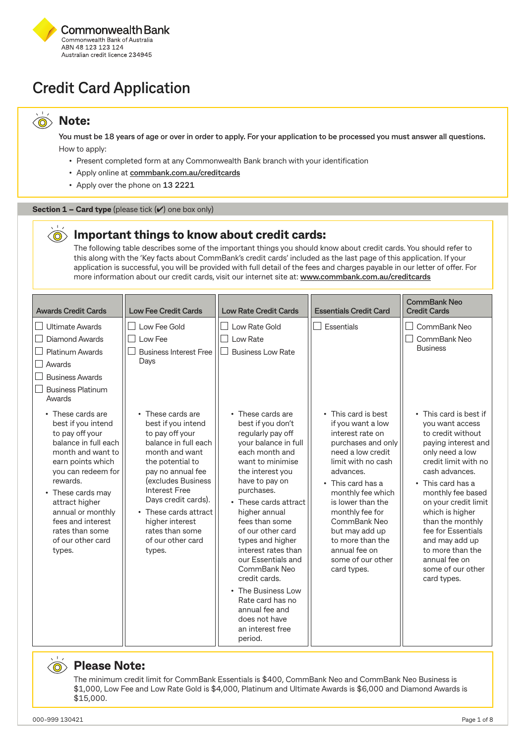Commonwealth Bank
Commonwealth Bank of Australia
ABN 48 123 123 124
Australian credit licence 234945

# Credit Card Application

## Note:

**You must be 18 years of age or over in order to apply. For your application to be processed you must answer all questions.**

How to apply:

- Present completed form at any Commonwealth Bank branch with your identification
- Apply online at commbank.com.au/creditcards
- Apply over the phone on **13 2221**

**Section 1 – Card type** (please tick (✔) one box only)

## Important things to know about credit cards:

The following table describes some of the important things you should know about credit cards. You should refer to this along with the 'Key facts about CommBank's credit cards' included as the last page of this application. If your application is successful, you will be provided with full detail of the fees and charges payable in our letter of offer. For more information about our credit cards, visit our internet site at: www.commbank.com.au/creditcards

| Awards Credit Cards | Low Fee Credit Cards | Low Rate Credit Cards | Essentials Credit Card | CommBank Neo Credit Cards |
|---|---|---|---|---|
| ☐ Ultimate Awards<br>☐ Diamond Awards<br>☐ Platinum Awards<br>☐ Awards<br>☐ Business Awards<br>☐ Business Platinum Awards | ☐ Low Fee Gold<br>☐ Low Fee<br>☐ Business Interest Free Days | ☐ Low Rate Gold<br>☐ Low Rate<br>☐ Business Low Rate | ☐ Essentials | ☐ CommBank Neo<br>☐ CommBank Neo Business |
| • These cards are best if you intend to pay off your balance in full each month and want to earn points which you can redeem for rewards.<br>• These cards may attract higher annual or monthly fees and interest rates than some of our other card types. | • These cards are best if you intend to pay off your balance in full each month and want the potential to pay no annual fee (excludes Business Interest Free Days credit cards).<br>• These cards attract higher interest rates than some of our other card types. | • These cards are best if you don't regularly pay off your balance in full each month and want to minimise the interest you have to pay on purchases.<br>• These cards attract higher annual fees than some of our other card types and higher interest rates than our Essentials and CommBank Neo credit cards.<br>• The Business Low Rate card has no annual fee and does not have an interest free period. | • This card is best if you want a low interest rate on purchases and only need a low credit limit with no cash advances.<br>• This card has a monthly fee which is lower than the monthly fee for CommBank Neo but may add up to more than the annual fee on some of our other card types. | • This card is best if you want access to credit without paying interest and only need a low credit limit with no cash advances.<br>• This card has a monthly fee based on your credit limit which is higher than the monthly fee for Essentials and may add up to more than the annual fee on some of our other card types. |

## Please Note:

The minimum credit limit for CommBank Essentials is $400, CommBank Neo and CommBank Neo Business is $1,000, Low Fee and Low Rate Gold is $4,000, Platinum and Ultimate Awards is $6,000 and Diamond Awards is $15,000.

000-999 130421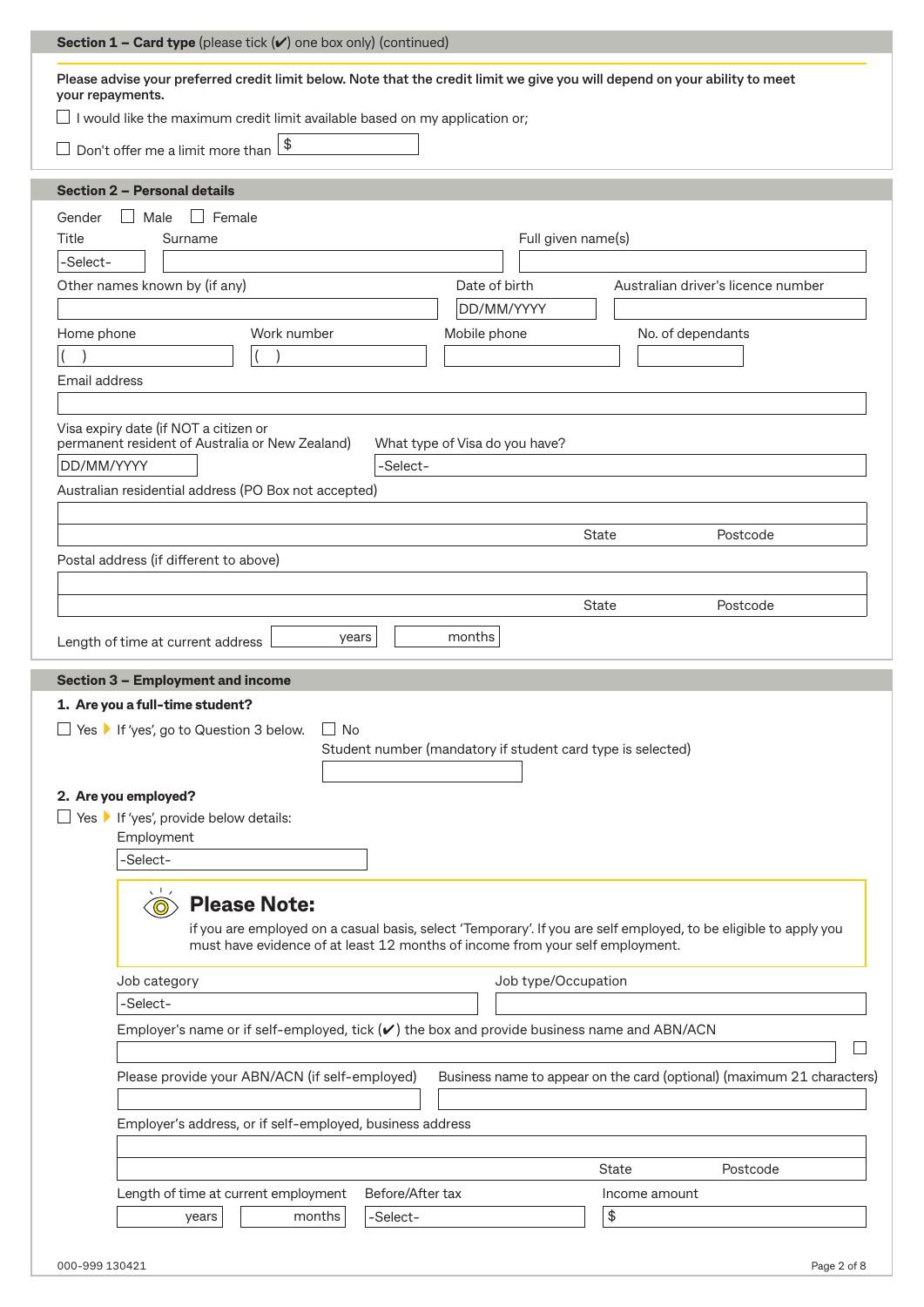## Section 1 – Card type (please tick (✔) one box only) (continued)

**Please advise your preferred credit limit below. Note that the credit limit we give you will depend on your ability to meet your repayments.**

☐ I would like the maximum credit limit available based on my application or;

☐ Don't offer me a limit more than $

## Section 2 – Personal details

Gender ☐ Male ☐ Female

Title: -Select-

Surname

Full given name(s)

Other names known by (if any)

Date of birth: DD/MM/YYYY

Australian driver's licence number

Home phone ( )

Work number ( )

Mobile phone

No. of dependants

Email address

Visa expiry date (if NOT a citizen or permanent resident of Australia or New Zealand): DD/MM/YYYY

What type of Visa do you have? -Select-

Australian residential address (PO Box not accepted)

State Postcode

Postal address (if different to above)

State Postcode

Length of time at current address: years months

## Section 3 – Employment and income

**1. Are you a full-time student?**

☐ Yes ▸ If 'yes', go to Question 3 below.

☐ No

Student number (mandatory if student card type is selected)

**2. Are you employed?**

☐ Yes ▸ If 'yes', provide below details:

Employment: -Select-

**Please Note:**

if you are employed on a casual basis, select 'Temporary'. If you are self employed, to be eligible to apply you must have evidence of at least 12 months of income from your self employment.

Job category: -Select-

Job type/Occupation

Employer's name or if self-employed, tick (✔) the box and provide business name and ABN/ACN ☐

Please provide your ABN/ACN (if self-employed)

Business name to appear on the card (optional) (maximum 21 characters)

Employer's address, or if self-employed, business address

State Postcode

Length of time at current employment: years months

Before/After tax: -Select-

Income amount: $

000-999 130421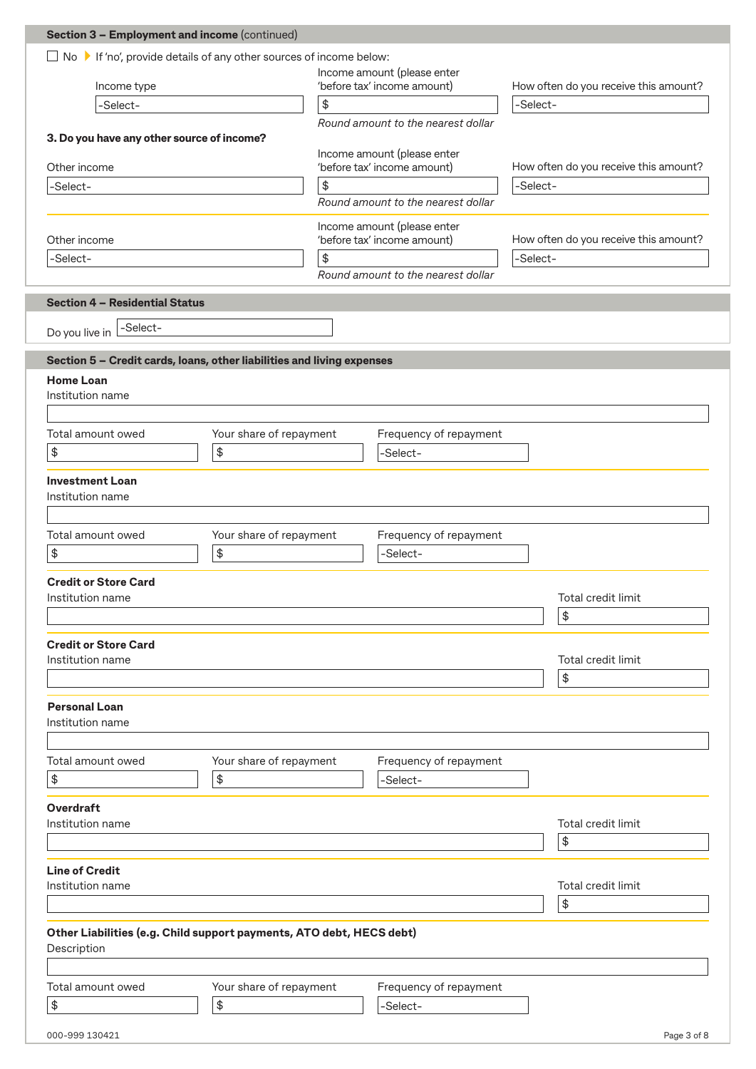## Section 3 – Employment and income (continued)

☐ No ▸ If 'no', provide details of any other sources of income below:

| Income type | Income amount (please enter 'before tax' income amount) | How often do you receive this amount? |
|---|---|---|
| -Select- | $ | -Select- |
| | *Round amount to the nearest dollar* | |

**3. Do you have any other source of income?**

| Other income | Income amount (please enter 'before tax' income amount) | How often do you receive this amount? |
|---|---|---|
| -Select- | $ | -Select- |
| | *Round amount to the nearest dollar* | |

| Other income | Income amount (please enter 'before tax' income amount) | How often do you receive this amount? |
|---|---|---|
| -Select- | $ | -Select- |
| | *Round amount to the nearest dollar* | |

## Section 4 – Residential Status

Do you live in -Select-

## Section 5 – Credit cards, loans, other liabilities and living expenses

**Home Loan**

Institution name

| Total amount owed | Your share of repayment | Frequency of repayment |
|---|---|---|
| $ | $ | -Select- |

**Investment Loan**

Institution name

| Total amount owed | Your share of repayment | Frequency of repayment |
|---|---|---|
| $ | $ | -Select- |

**Credit or Store Card**

| Institution name | Total credit limit |
|---|---|
| | $ |

**Credit or Store Card**

| Institution name | Total credit limit |
|---|---|
| | $ |

**Personal Loan**

Institution name

| Total amount owed | Your share of repayment | Frequency of repayment |
|---|---|---|
| $ | $ | -Select- |

**Overdraft**

| Institution name | Total credit limit |
|---|---|
| | $ |

**Line of Credit**

| Institution name | Total credit limit |
|---|---|
| | $ |

**Other Liabilities (e.g. Child support payments, ATO debt, HECS debt)**

Description

| Total amount owed | Your share of repayment | Frequency of repayment |
|---|---|---|
| $ | $ | -Select- |

000-999 130421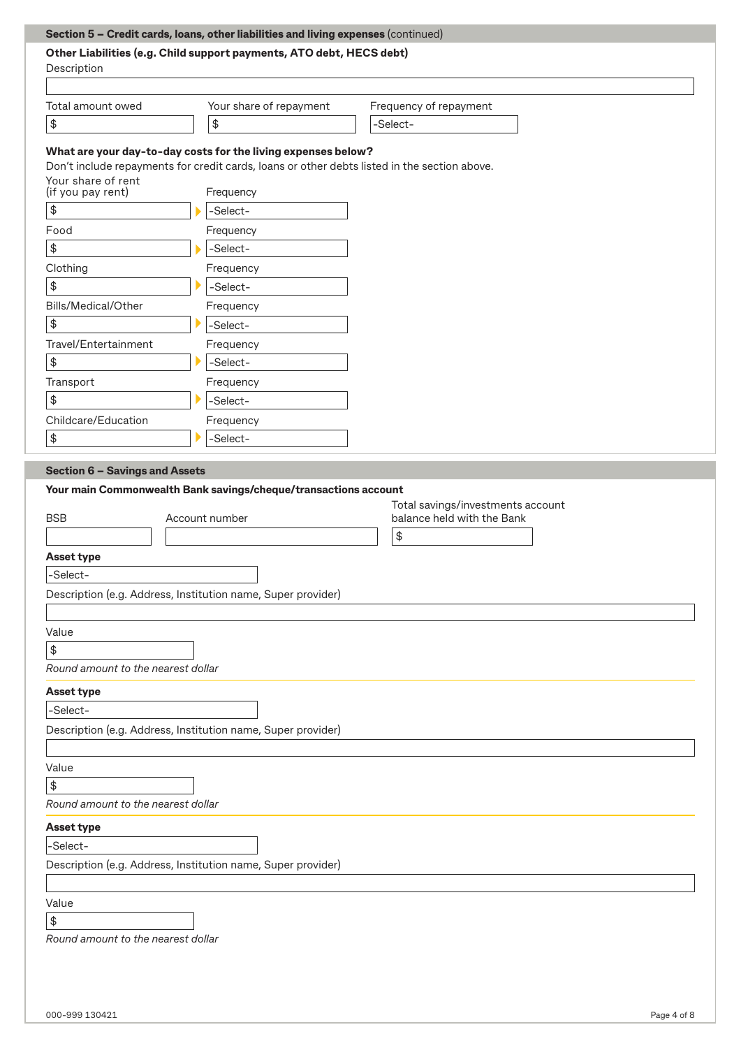## Section 5 – Credit cards, loans, other liabilities and living expenses (continued)

**Other Liabilities (e.g. Child support payments, ATO debt, HECS debt)**

Description

| Total amount owed | Your share of repayment | Frequency of repayment |
|---|---|---|
| $ | $ | -Select- |

**What are your day-to-day costs for the living expenses below?**

Don't include repayments for credit cards, loans or other debts listed in the section above.

| Expense | Frequency |
|---|---|
| Your share of rent (if you pay rent) $ | -Select- |
| Food $ | -Select- |
| Clothing $ | -Select- |
| Bills/Medical/Other $ | -Select- |
| Travel/Entertainment $ | -Select- |
| Transport $ | -Select- |
| Childcare/Education $ | -Select- |

## Section 6 – Savings and Assets

**Your main Commonwealth Bank savings/cheque/transactions account**

| BSB | Account number | Total savings/investments account balance held with the Bank |
|---|---|---|
| | | $ |

**Asset type**

-Select-

Description (e.g. Address, Institution name, Super provider)

Value

$

*Round amount to the nearest dollar*

**Asset type**

-Select-

Description (e.g. Address, Institution name, Super provider)

Value

$

*Round amount to the nearest dollar*

**Asset type**

-Select-

Description (e.g. Address, Institution name, Super provider)

Value

$

*Round amount to the nearest dollar*

000-999 130421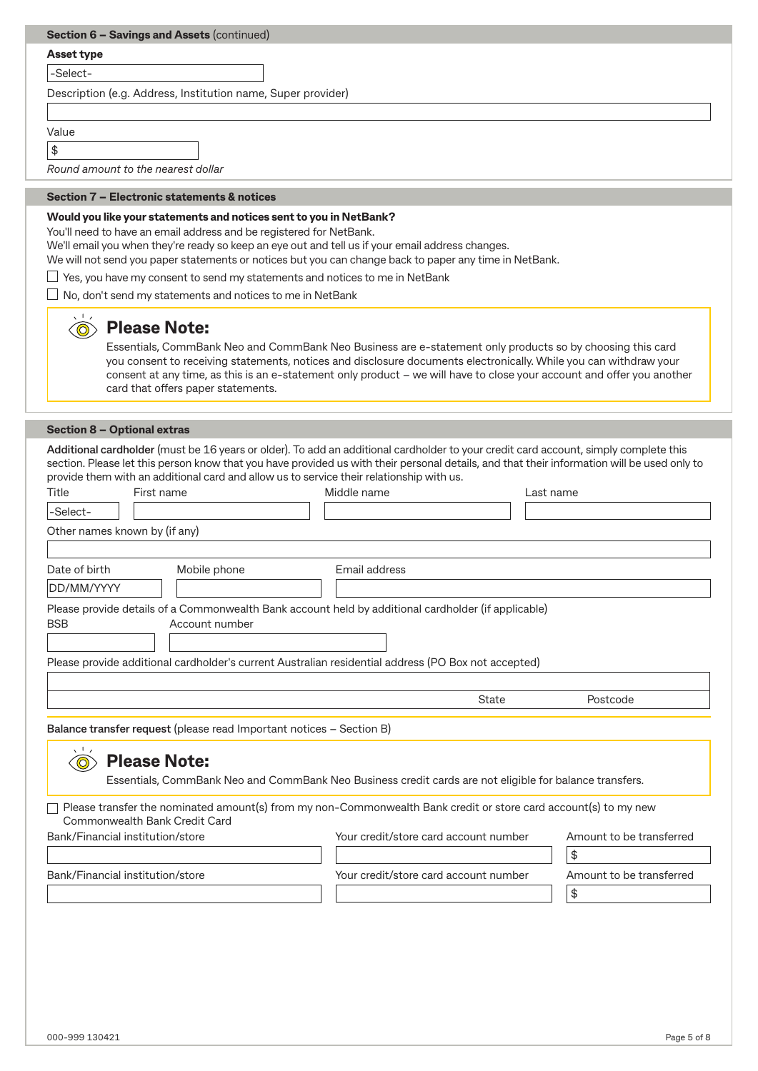## Section 6 – Savings and Assets (continued)

**Asset type**

-Select-

Description (e.g. Address, Institution name, Super provider)

Value

$

*Round amount to the nearest dollar*

## Section 7 – Electronic statements & notices

**Would you like your statements and notices sent to you in NetBank?**

You'll need to have an email address and be registered for NetBank.
We'll email you when they're ready so keep an eye out and tell us if your email address changes.
We will not send you paper statements or notices but you can change back to paper any time in NetBank.

☐ Yes, you have my consent to send my statements and notices to me in NetBank

☐ No, don't send my statements and notices to me in NetBank

> **Please Note:**
> Essentials, CommBank Neo and CommBank Neo Business are e-statement only products so by choosing this card you consent to receiving statements, notices and disclosure documents electronically. While you can withdraw your consent at any time, as this is an e-statement only product – we will have to close your account and offer you another card that offers paper statements.

## Section 8 – Optional extras

**Additional cardholder** (must be 16 years or older). To add an additional cardholder to your credit card account, simply complete this section. Please let this person know that you have provided us with their personal details, and that their information will be used only to provide them with an additional card and allow us to service their relationship with us.

| Title | First name | Middle name | Last name |
|---|---|---|---|
| -Select- | | | |

Other names known by (if any)

| Date of birth | Mobile phone | Email address |
|---|---|---|
| DD/MM/YYYY | | |

Please provide details of a Commonwealth Bank account held by additional cardholder (if applicable)

| BSB | Account number |
|---|---|
| | |

Please provide additional cardholder's current Australian residential address (PO Box not accepted)

State | Postcode

**Balance transfer request** (please read Important notices – Section B)

> **Please Note:**
> Essentials, CommBank Neo and CommBank Neo Business credit cards are not eligible for balance transfers.

☐ Please transfer the nominated amount(s) from my non-Commonwealth Bank credit or store card account(s) to my new Commonwealth Bank Credit Card

| Bank/Financial institution/store | Your credit/store card account number | Amount to be transferred |
|---|---|---|
| | | $ |
| | | $ |

000-999 130421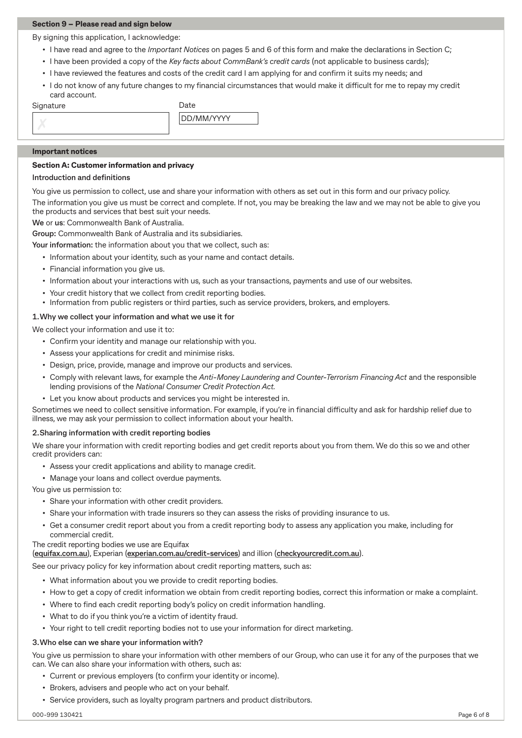## Section 9 – Please read and sign below

By signing this application, I acknowledge:

- I have read and agree to the *Important Notices* on pages 5 and 6 of this form and make the declarations in Section C;
- I have been provided a copy of the *Key facts about CommBank's credit cards* (not applicable to business cards);
- I have reviewed the features and costs of the credit card I am applying for and confirm it suits my needs; and
- I do not know of any future changes to my financial circumstances that would make it difficult for me to repay my credit card account.

Signature

✗

Date

DD/MM/YYYY

## Important notices

### Section A: Customer information and privacy

#### Introduction and definitions

You give us permission to collect, use and share your information with others as set out in this form and our privacy policy.

The information you give us must be correct and complete. If not, you may be breaking the law and we may not be able to give you the products and services that best suit your needs.

**We** or **us**: Commonwealth Bank of Australia.

**Group:** Commonwealth Bank of Australia and its subsidiaries.

**Your information:** the information about you that we collect, such as:

- Information about your identity, such as your name and contact details.
- Financial information you give us.
- Information about your interactions with us, such as your transactions, payments and use of our websites.
- Your credit history that we collect from credit reporting bodies.
- Information from public registers or third parties, such as service providers, brokers, and employers.

#### 1. Why we collect your information and what we use it for

We collect your information and use it to:

- Confirm your identity and manage our relationship with you.
- Assess your applications for credit and minimise risks.
- Design, price, provide, manage and improve our products and services.
- Comply with relevant laws, for example the *Anti-Money Laundering and Counter-Terrorism Financing Act* and the responsible lending provisions of the *National Consumer Credit Protection Act.*
- Let you know about products and services you might be interested in.

Sometimes we need to collect sensitive information. For example, if you're in financial difficulty and ask for hardship relief due to illness, we may ask your permission to collect information about your health.

#### 2. Sharing information with credit reporting bodies

We share your information with credit reporting bodies and get credit reports about you from them. We do this so we and other credit providers can:

- Assess your credit applications and ability to manage credit.
- Manage your loans and collect overdue payments.

You give us permission to:

- Share your information with other credit providers.
- Share your information with trade insurers so they can assess the risks of providing insurance to us.
- Get a consumer credit report about you from a credit reporting body to assess any application you make, including for commercial credit.

The credit reporting bodies we use are Equifax (**equifax.com.au**), Experian (**experian.com.au/credit-services**) and illion (**checkyourcredit.com.au**).

See our privacy policy for key information about credit reporting matters, such as:

- What information about you we provide to credit reporting bodies.
- How to get a copy of credit information we obtain from credit reporting bodies, correct this information or make a complaint.
- Where to find each credit reporting body's policy on credit information handling.
- What to do if you think you're a victim of identity fraud.
- Your right to tell credit reporting bodies not to use your information for direct marketing.

#### 3. Who else can we share your information with?

You give us permission to share your information with other members of our Group, who can use it for any of the purposes that we can. We can also share your information with others, such as:

- Current or previous employers (to confirm your identity or income).
- Brokers, advisers and people who act on your behalf.
- Service providers, such as loyalty program partners and product distributors.

000-999 130421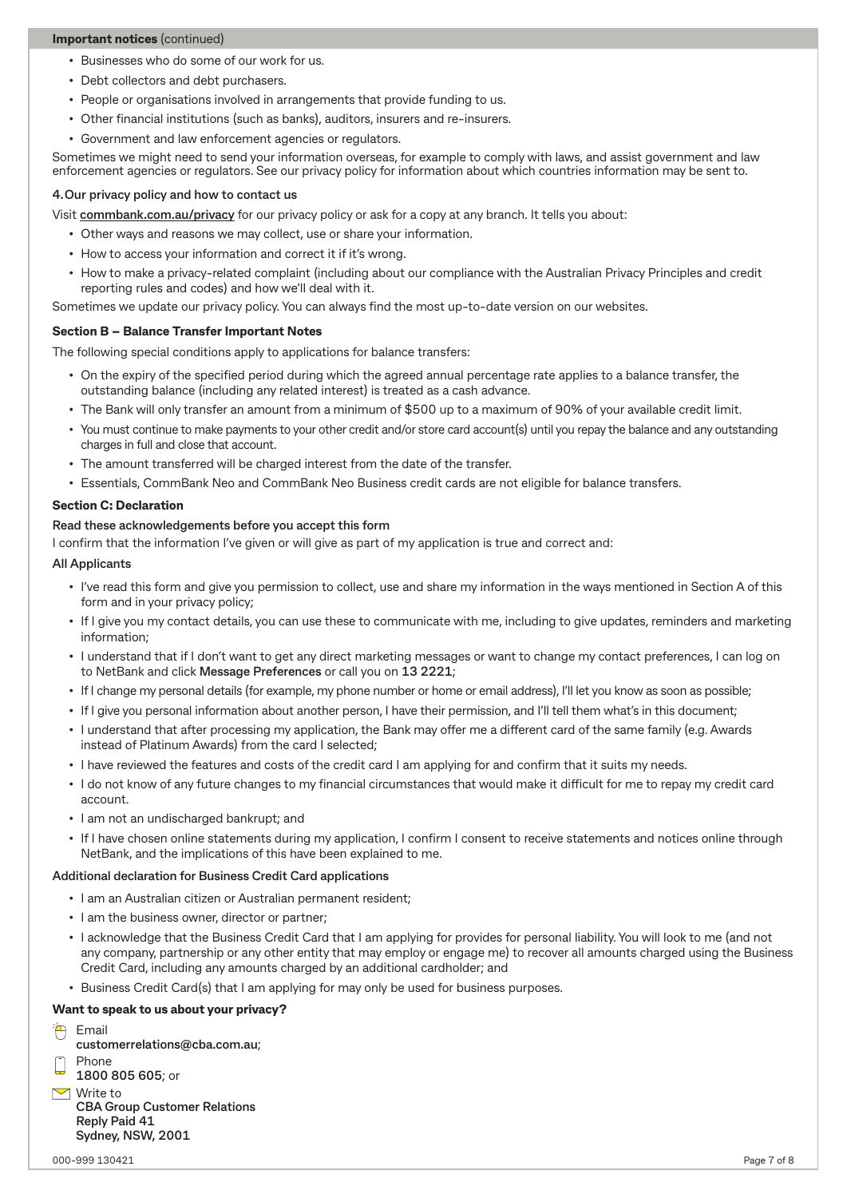**Important notices** (continued)

- Businesses who do some of our work for us.
- Debt collectors and debt purchasers.
- People or organisations involved in arrangements that provide funding to us.
- Other financial institutions (such as banks), auditors, insurers and re-insurers.
- Government and law enforcement agencies or regulators.

Sometimes we might need to send your information overseas, for example to comply with laws, and assist government and law enforcement agencies or regulators. See our privacy policy for information about which countries information may be sent to.

**4. Our privacy policy and how to contact us**

Visit **commbank.com.au/privacy** for our privacy policy or ask for a copy at any branch. It tells you about:

- Other ways and reasons we may collect, use or share your information.
- How to access your information and correct it if it's wrong.
- How to make a privacy-related complaint (including about our compliance with the Australian Privacy Principles and credit reporting rules and codes) and how we'll deal with it.

Sometimes we update our privacy policy. You can always find the most up-to-date version on our websites.

### Section B – Balance Transfer Important Notes

The following special conditions apply to applications for balance transfers:

- On the expiry of the specified period during which the agreed annual percentage rate applies to a balance transfer, the outstanding balance (including any related interest) is treated as a cash advance.
- The Bank will only transfer an amount from a minimum of $500 up to a maximum of 90% of your available credit limit.
- You must continue to make payments to your other credit and/or store card account(s) until you repay the balance and any outstanding charges in full and close that account.
- The amount transferred will be charged interest from the date of the transfer.
- Essentials, CommBank Neo and CommBank Neo Business credit cards are not eligible for balance transfers.

### Section C: Declaration

**Read these acknowledgements before you accept this form**

I confirm that the information I've given or will give as part of my application is true and correct and:

**All Applicants**

- I've read this form and give you permission to collect, use and share my information in the ways mentioned in Section A of this form and in your privacy policy;
- If I give you my contact details, you can use these to communicate with me, including to give updates, reminders and marketing information;
- I understand that if I don't want to get any direct marketing messages or want to change my contact preferences, I can log on to NetBank and click **Message Preferences** or call you on **13 2221**;
- If I change my personal details (for example, my phone number or home or email address), I'll let you know as soon as possible;
- If I give you personal information about another person, I have their permission, and I'll tell them what's in this document;
- I understand that after processing my application, the Bank may offer me a different card of the same family (e.g. Awards instead of Platinum Awards) from the card I selected;
- I have reviewed the features and costs of the credit card I am applying for and confirm that it suits my needs.
- I do not know of any future changes to my financial circumstances that would make it difficult for me to repay my credit card account.
- I am not an undischarged bankrupt; and
- If I have chosen online statements during my application, I confirm I consent to receive statements and notices online through NetBank, and the implications of this have been explained to me.

**Additional declaration for Business Credit Card applications**

- I am an Australian citizen or Australian permanent resident;
- I am the business owner, director or partner;
- I acknowledge that the Business Credit Card that I am applying for provides for personal liability. You will look to me (and not any company, partnership or any other entity that may employ or engage me) to recover all amounts charged using the Business Credit Card, including any amounts charged by an additional cardholder; and
- Business Credit Card(s) that I am applying for may only be used for business purposes.

### Want to speak to us about your privacy?

Email
**customerrelations@cba.com.au**;

Phone
**1800 805 605**; or

Write to
**CBA Group Customer Relations**
**Reply Paid 41**
**Sydney, NSW, 2001**

000-999 130421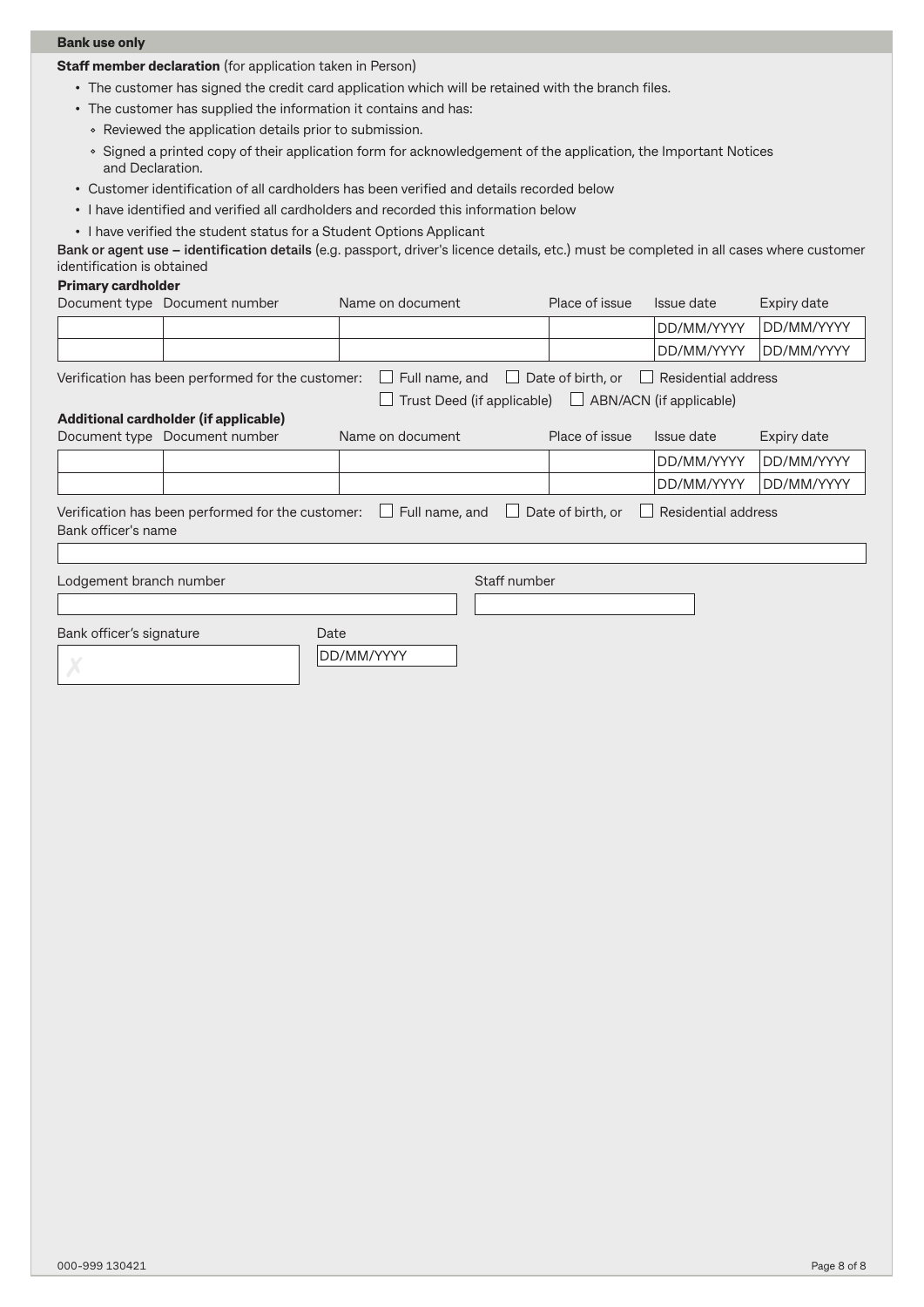**Bank use only**

**Staff member declaration** (for application taken in Person)

- The customer has signed the credit card application which will be retained with the branch files.
- The customer has supplied the information it contains and has:
  - Reviewed the application details prior to submission.
  - Signed a printed copy of their application form for acknowledgement of the application, the Important Notices and Declaration.
- Customer identification of all cardholders has been verified and details recorded below
- I have identified and verified all cardholders and recorded this information below
- I have verified the student status for a Student Options Applicant

**Bank or agent use – identification details** (e.g. passport, driver's licence details, etc.) must be completed in all cases where customer identification is obtained

**Primary cardholder**

| Document type | Document number | Name on document | Place of issue | Issue date | Expiry date |
|---|---|---|---|---|---|
| | | | | DD/MM/YYYY | DD/MM/YYYY |
| | | | | DD/MM/YYYY | DD/MM/YYYY |

Verification has been performed for the customer: ☐ Full name, and ☐ Date of birth, or ☐ Residential address ☐ Trust Deed (if applicable) ☐ ABN/ACN (if applicable)

**Additional cardholder (if applicable)**

| Document type | Document number | Name on document | Place of issue | Issue date | Expiry date |
|---|---|---|---|---|---|
| | | | | DD/MM/YYYY | DD/MM/YYYY |
| | | | | DD/MM/YYYY | DD/MM/YYYY |

Verification has been performed for the customer: ☐ Full name, and ☐ Date of birth, or ☐ Residential address

Bank officer's name

Lodgement branch number

Staff number

Bank officer's signature

✗

Date

DD/MM/YYYY

000-999 130421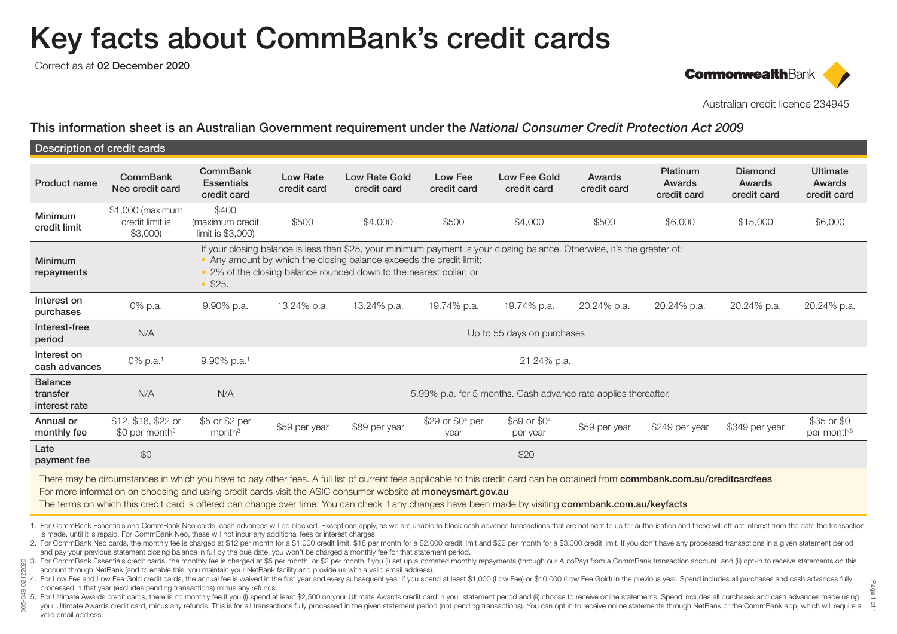# Key facts about CommBank's credit cards

Correct as at **02 December 2020**

**Commonwealth**Bank

Australian credit licence 234945

## This information sheet is an Australian Government requirement under the *National Consumer Credit Protection Act 2009*

### Description of credit cards

| Product name | CommBank Neo credit card | CommBank Essentials credit card | Low Rate credit card | Low Rate Gold credit card | Low Fee credit card | Low Fee Gold credit card | Awards credit card | Platinum Awards credit card | Diamond Awards credit card | Ultimate Awards credit card |
|---|---|---|---|---|---|---|---|---|---|---|
| Minimum credit limit | $1,000 (maximum credit limit is $3,000) | $400 (maximum credit limit is $3,000) | $500 | $4,000 | $500 | $4,000 | $500 | $6,000 | $15,000 | $6,000 |
| Minimum repayments | | If your closing balance is less than $25, your minimum payment is your closing balance. Otherwise, it's the greater of: • Any amount by which the closing balance exceeds the credit limit; • 2% of the closing balance rounded down to the nearest dollar; or • $25. | | | | | | | | |
| Interest on purchases | 0% p.a. | 9.90% p.a. | 13.24% p.a. | 13.24% p.a. | 19.74% p.a. | 19.74% p.a. | 20.24% p.a. | 20.24% p.a. | 20.24% p.a. | 20.24% p.a. |
| Interest-free period | N/A | Up to 55 days on purchases | | | | | | | | |
| Interest on cash advances | 0% p.a.[1] | 9.90% p.a.[1] | 21.24% p.a. | | | | | | | |
| Balance transfer interest rate | N/A | N/A | 5.99% p.a. for 5 months. Cash advance rate applies thereafter. | | | | | | | |
| Annual or monthly fee | $12, $18, $22 or $0 per month[2] | $5 or $2 per month[3] | $59 per year | $89 per year | $29 or $0[4] per year | $89 or $0[4] per year | $59 per year | $249 per year | $349 per year | $35 or $0 per month[5] |
| Late payment fee | $0 | $20 | | | | | | | | |

There may be circumstances in which you have to pay other fees. A full list of current fees applicable to this credit card can be obtained from **commbank.com.au/creditcardfees**

For more information on choosing and using credit cards visit the ASIC consumer website at **moneysmart.gov.au**

The terms on which this credit card is offered can change over time. You can check if any changes have been made by visiting **commbank.com.au/keyfacts**

1. For CommBank Essentials and CommBank Neo cards, cash advances will be blocked. Exceptions apply, as we are unable to block cash advance transactions that are not sent to us for authorisation and these will attract interest from the date the transaction is made, until it is repaid. For CommBank Neo, these will not incur any additional fees or interest charges.
2. For CommBank Neo cards, the monthly fee is charged at $12 per month for a $1,000 credit limit, $18 per month for a $2,000 credit limit and $22 per month for a $3,000 credit limit. If you don't have any processed transactions in a given statement period and pay your previous statement closing balance in full by the due date, you won't be charged a monthly fee for that statement period.
3. For CommBank Essentials credit cards, the monthly fee is charged at $5 per month, or $2 per month if you (i) set up automated monthly repayments (through our AutoPay) from a CommBank transaction account; and (ii) opt-in to receive statements on this account through NetBank (and to enable this, you maintain your NetBank facility and provide us with a valid email address).
4. For Low Fee and Low Fee Gold credit cards, the annual fee is waived in the first year and every subsequent year if you spend at least $1,000 (Low Fee) or $10,000 (Low Fee Gold) in the previous year. Spend includes all purchases and cash advances fully processed in that year (excludes pending transactions) minus any refunds.
5. For Ultimate Awards credit cards, there is no monthly fee if you (i) spend at least $2,500 on your Ultimate Awards credit card in your statement period and (ii) choose to receive online statements. Spend includes all purchases and cash advances made using your Ultimate Awards credit card, minus any refunds. This is for all transactions fully processed in the given statement period (not pending transactions). You can opt in to receive online statements through NetBank or the CommBank app, which will require a valid email address.

005-049 02122020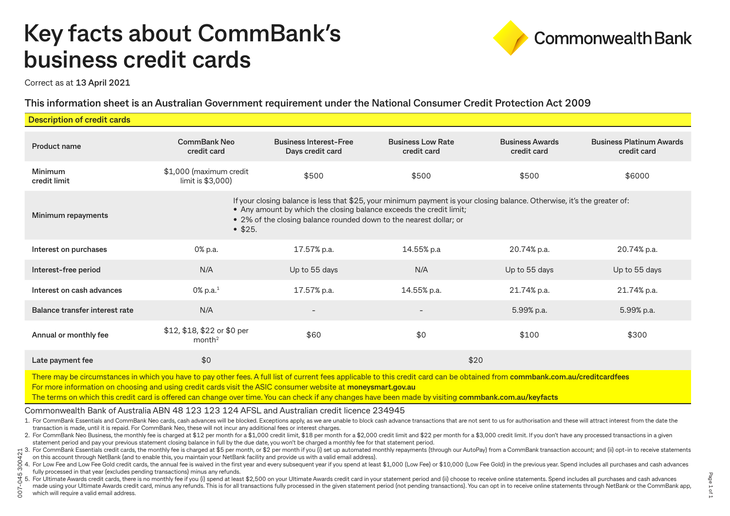# Key facts about CommBank's business credit cards

Correct as at **13 April 2021**

## This information sheet is an Australian Government requirement under the National Consumer Credit Protection Act 2009

**Description of credit cards**

| Product name | CommBank Neo credit card | Business Interest-Free Days credit card | Business Low Rate credit card | Business Awards credit card | Business Platinum Awards credit card |
|---|---|---|---|---|---|
| Minimum credit limit | $1,000 (maximum credit limit is $3,000) | $500 | $500 | $500 | $6000 |
| Minimum repayments | If your closing balance is less that $25, your minimum payment is your closing balance. Otherwise, it's the greater of: • Any amount by which the closing balance exceeds the credit limit; • 2% of the closing balance rounded down to the nearest dollar; or • $25. | | | | |
| Interest on purchases | 0% p.a. | 17.57% p.a. | 14.55% p.a | 20.74% p.a. | 20.74% p.a. |
| Interest-free period | N/A | Up to 55 days | N/A | Up to 55 days | Up to 55 days |
| Interest on cash advances | 0% p.a.[1] | 17.57% p.a. | 14.55% p.a. | 21.74% p.a. | 21.74% p.a. |
| Balance transfer interest rate | N/A | - | - | 5.99% p.a. | 5.99% p.a. |
| Annual or monthly fee | $12, $18, $22 or $0 per month[2] | $60 | $0 | $100 | $300 |
| Late payment fee | $0 | $20 | | | |

There may be circumstances in which you have to pay other fees. A full list of current fees applicable to this credit card can be obtained from **commbank.com.au/creditcardfees**

For more information on choosing and using credit cards visit the ASIC consumer website at **moneysmart.gov.au**

The terms on which this credit card is offered can change over time. You can check if any changes have been made by visiting **commbank.com.au/keyfacts**

Commonwealth Bank of Australia ABN 48 123 123 124 AFSL and Australian credit licence 234945

1. For CommBank Essentials and CommBank Neo cards, cash advances will be blocked. Exceptions apply, as we are unable to block cash advance transactions that are not sent to us for authorisation and these will attract interest from the date the transaction is made, until it is repaid. For CommBank Neo, these will not incur any additional fees or interest charges.
2. For CommBank Neo Business, the monthly fee is charged at $12 per month for a $1,000 credit limit, $18 per month for a $2,000 credit limit and $22 per month for a $3,000 credit limit. If you don't have any processed transactions in a given statement period and pay your previous statement closing balance in full by the due date, you won't be charged a monthly fee for that statement period.
3. For CommBank Essentials credit cards, the monthly fee is charged at $5 per month, or $2 per month if you (i) set up automated monthly repayments (through our AutoPay) from a CommBank transaction account; and (ii) opt-in to receive statements on this account through NetBank (and to enable this, you maintain your NetBank facility and provide us with a valid email address).
4. For Low Fee and Low Fee Gold credit cards, the annual fee is waived in the first year and every subsequent year if you spend at least $1,000 (Low Fee) or $10,000 (Low Fee Gold) in the previous year. Spend includes all purchases and cash advances fully processed in that year (excludes pending transactions) minus any refunds.
5. For Ultimate Awards credit cards, there is no monthly fee if you (i) spend at least $2,500 on your Ultimate Awards credit card in your statement period and (ii) choose to receive online statements. Spend includes all purchases and cash advances made using your Ultimate Awards credit card, minus any refunds. This is for all transactions fully processed in the given statement period (not pending transactions). You can opt in to receive online statements through NetBank or the CommBank app, which will require a valid email address.

007-045 300421